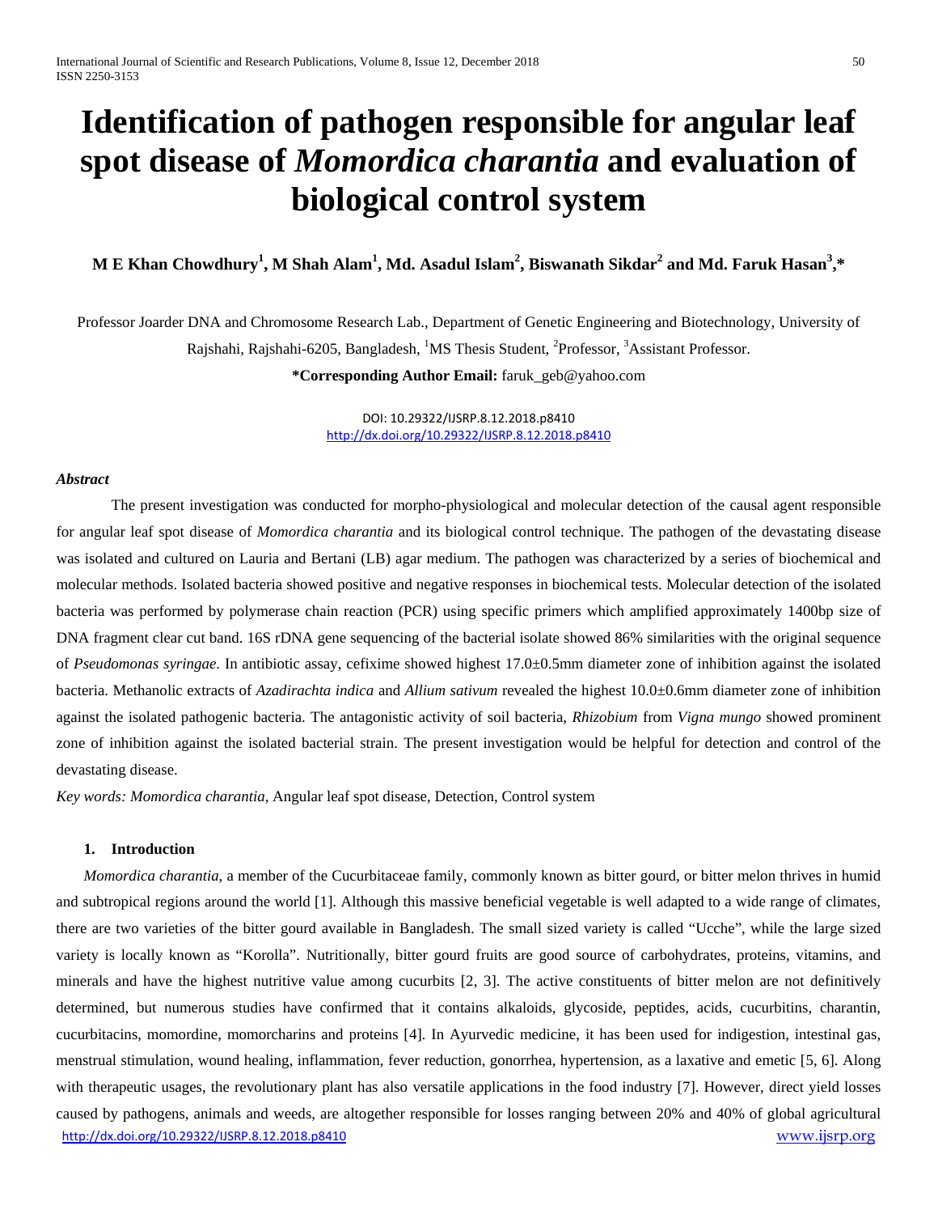# Identification of pathogen responsible for angular leaf spot disease of *Momordica charantia* and evaluation of biological control system

**M E Khan Chowdhury[1], M Shah Alam[1], Md. Asadul Islam[2], Biswanath Sikdar[2] and Md. Faruk Hasan[3],***

Professor Joarder DNA and Chromosome Research Lab., Department of Genetic Engineering and Biotechnology, University of Rajshahi, Rajshahi-6205, Bangladesh, [1]MS Thesis Student, [2]Professor, [3]Assistant Professor.

***Corresponding Author Email:** faruk_geb@yahoo.com

DOI: 10.29322/IJSRP.8.12.2018.p8410
http://dx.doi.org/10.29322/IJSRP.8.12.2018.p8410

***Abstract***

The present investigation was conducted for morpho-physiological and molecular detection of the causal agent responsible for angular leaf spot disease of *Momordica charantia* and its biological control technique. The pathogen of the devastating disease was isolated and cultured on Lauria and Bertani (LB) agar medium. The pathogen was characterized by a series of biochemical and molecular methods. Isolated bacteria showed positive and negative responses in biochemical tests. Molecular detection of the isolated bacteria was performed by polymerase chain reaction (PCR) using specific primers which amplified approximately 1400bp size of DNA fragment clear cut band. 16S rDNA gene sequencing of the bacterial isolate showed 86% similarities with the original sequence of *Pseudomonas syringae*. In antibiotic assay, cefixime showed highest 17.0±0.5mm diameter zone of inhibition against the isolated bacteria. Methanolic extracts of *Azadirachta indica* and *Allium sativum* revealed the highest 10.0±0.6mm diameter zone of inhibition against the isolated pathogenic bacteria. The antagonistic activity of soil bacteria, *Rhizobium* from *Vigna mungo* showed prominent zone of inhibition against the isolated bacterial strain. The present investigation would be helpful for detection and control of the devastating disease.

*Key words: Momordica charantia*, Angular leaf spot disease, Detection, Control system

## 1. Introduction

*Momordica charantia,* a member of the Cucurbitaceae family, commonly known as bitter gourd, or bitter melon thrives in humid and subtropical regions around the world [1]. Although this massive beneficial vegetable is well adapted to a wide range of climates, there are two varieties of the bitter gourd available in Bangladesh. The small sized variety is called "Ucche", while the large sized variety is locally known as "Korolla". Nutritionally, bitter gourd fruits are good source of carbohydrates, proteins, vitamins, and minerals and have the highest nutritive value among cucurbits [2, 3]. The active constituents of bitter melon are not definitively determined, but numerous studies have confirmed that it contains alkaloids, glycoside, peptides, acids, cucurbitins, charantin, cucurbitacins, momordine, momorcharins and proteins [4]. In Ayurvedic medicine, it has been used for indigestion, intestinal gas, menstrual stimulation, wound healing, inflammation, fever reduction, gonorrhea, hypertension, as a laxative and emetic [5, 6]. Along with therapeutic usages, the revolutionary plant has also versatile applications in the food industry [7]. However, direct yield losses caused by pathogens, animals and weeds, are altogether responsible for losses ranging between 20% and 40% of global agricultural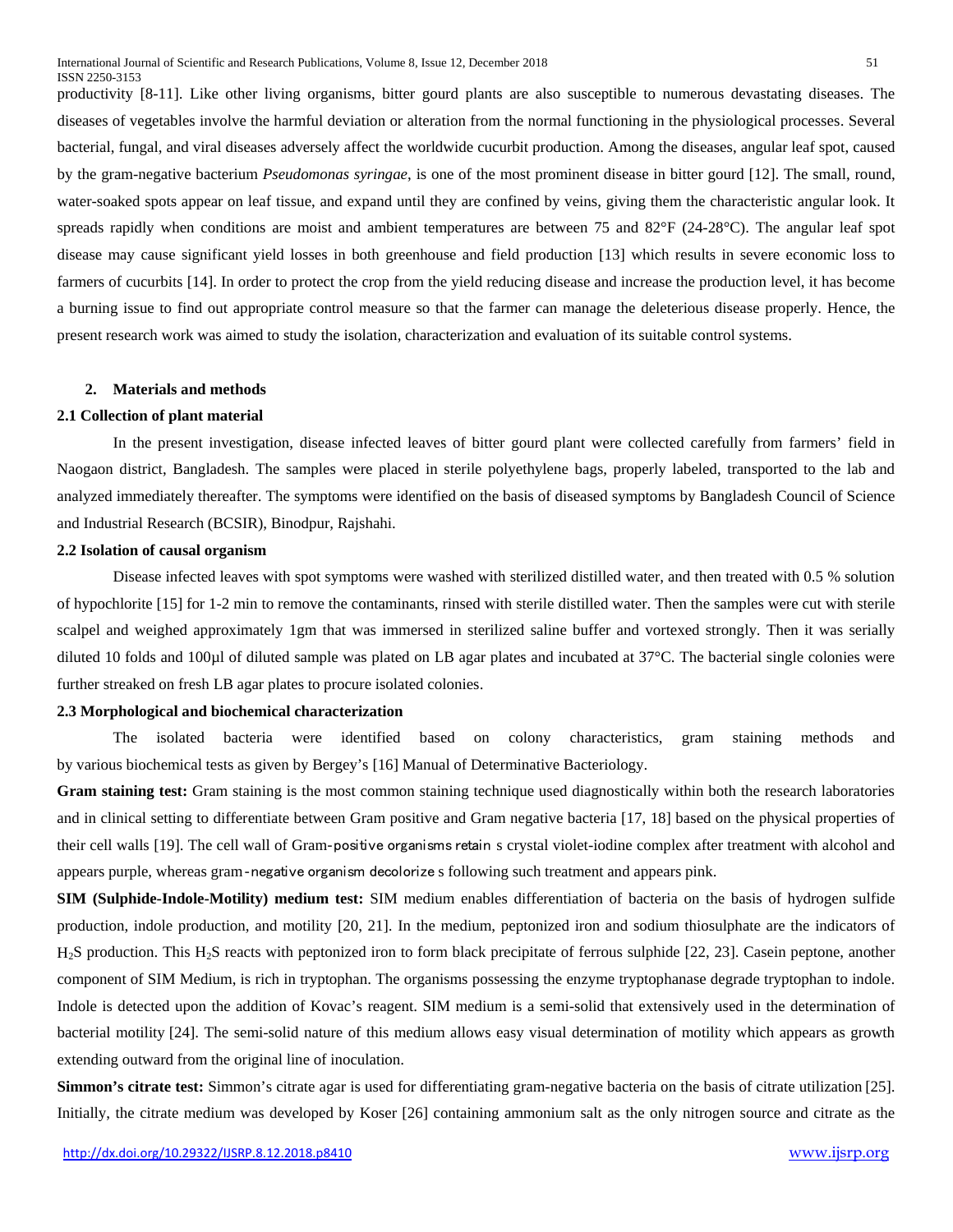productivity [8-11]. Like other living organisms, bitter gourd plants are also susceptible to numerous devastating diseases. The diseases of vegetables involve the harmful deviation or alteration from the normal functioning in the physiological processes. Several bacterial, fungal, and viral diseases adversely affect the worldwide cucurbit production. Among the diseases, angular leaf spot, caused by the gram-negative bacterium *Pseudomonas syringae,* is one of the most prominent disease in bitter gourd [12]. The small, round, water-soaked spots appear on leaf tissue, and expand until they are confined by veins, giving them the characteristic angular look. It spreads rapidly when conditions are moist and ambient temperatures are between 75 and 82°F (24-28°C). The angular leaf spot disease may cause significant yield losses in both greenhouse and field production [13] which results in severe economic loss to farmers of cucurbits [14]. In order to protect the crop from the yield reducing disease and increase the production level, it has become a burning issue to find out appropriate control measure so that the farmer can manage the deleterious disease properly. Hence, the present research work was aimed to study the isolation, characterization and evaluation of its suitable control systems.

## 2. Materials and methods

### 2.1 Collection of plant material

In the present investigation, disease infected leaves of bitter gourd plant were collected carefully from farmers' field in Naogaon district, Bangladesh. The samples were placed in sterile polyethylene bags, properly labeled, transported to the lab and analyzed immediately thereafter. The symptoms were identified on the basis of diseased symptoms by Bangladesh Council of Science and Industrial Research (BCSIR), Binodpur, Rajshahi.

### 2.2 Isolation of causal organism

Disease infected leaves with spot symptoms were washed with sterilized distilled water, and then treated with 0.5 % solution of hypochlorite [15] for 1-2 min to remove the contaminants, rinsed with sterile distilled water. Then the samples were cut with sterile scalpel and weighed approximately 1gm that was immersed in sterilized saline buffer and vortexed strongly. Then it was serially diluted 10 folds and 100µl of diluted sample was plated on LB agar plates and incubated at 37°C. The bacterial single colonies were further streaked on fresh LB agar plates to procure isolated colonies.

### 2.3 Morphological and biochemical characterization

The isolated bacteria were identified based on colony characteristics, gram staining methods and by various biochemical tests as given by Bergey's [16] Manual of Determinative Bacteriology.

**Gram staining test:** Gram staining is the most common staining technique used diagnostically within both the research laboratories and in clinical setting to differentiate between Gram positive and Gram negative bacteria [17, 18] based on the physical properties of their cell walls [19]. The cell wall of Gram-positive organisms retain s crystal violet-iodine complex after treatment with alcohol and appears purple, whereas gram-negative organism decolorize s following such treatment and appears pink.

**SIM (Sulphide-Indole-Motility) medium test:** SIM medium enables differentiation of bacteria on the basis of hydrogen sulfide production, indole production, and motility [20, 21]. In the medium, peptonized iron and sodium thiosulphate are the indicators of $H_2S$ production. This $H_2S$ reacts with peptonized iron to form black precipitate of ferrous sulphide [22, 23]. Casein peptone, another component of SIM Medium, is rich in tryptophan. The organisms possessing the enzyme tryptophanase degrade tryptophan to indole. Indole is detected upon the addition of Kovac's reagent. SIM medium is a semi-solid that extensively used in the determination of bacterial motility [24]. The semi-solid nature of this medium allows easy visual determination of motility which appears as growth extending outward from the original line of inoculation.

**Simmon's citrate test:** Simmon's citrate agar is used for differentiating gram-negative bacteria on the basis of citrate utilization [25]. Initially, the citrate medium was developed by Koser [26] containing ammonium salt as the only nitrogen source and citrate as the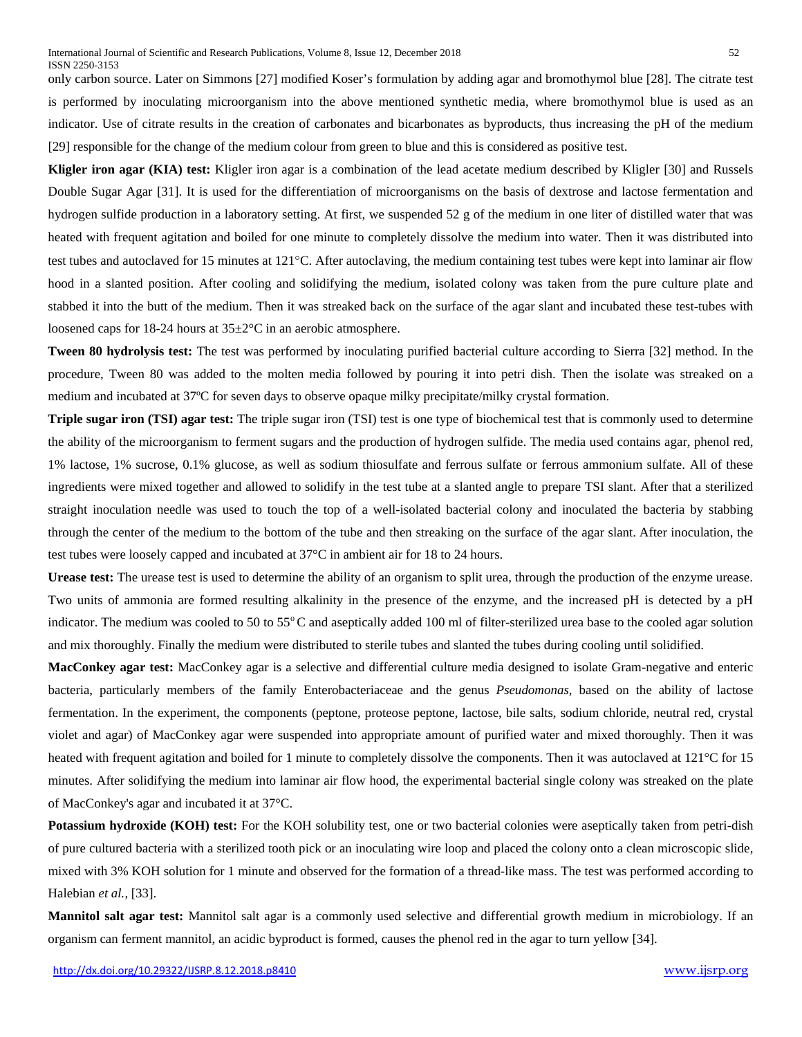only carbon source. Later on Simmons [27] modified Koser's formulation by adding agar and bromothymol blue [28]. The citrate test is performed by inoculating microorganism into the above mentioned synthetic media, where bromothymol blue is used as an indicator. Use of citrate results in the creation of carbonates and bicarbonates as byproducts, thus increasing the pH of the medium [29] responsible for the change of the medium colour from green to blue and this is considered as positive test.

**Kligler iron agar (KIA) test:** Kligler iron agar is a combination of the lead acetate medium described by Kligler [30] and Russels Double Sugar Agar [31]. It is used for the differentiation of microorganisms on the basis of dextrose and lactose fermentation and hydrogen sulfide production in a laboratory setting. At first, we suspended 52 g of the medium in one liter of distilled water that was heated with frequent agitation and boiled for one minute to completely dissolve the medium into water. Then it was distributed into test tubes and autoclaved for 15 minutes at 121°C. After autoclaving, the medium containing test tubes were kept into laminar air flow hood in a slanted position. After cooling and solidifying the medium, isolated colony was taken from the pure culture plate and stabbed it into the butt of the medium. Then it was streaked back on the surface of the agar slant and incubated these test-tubes with loosened caps for 18-24 hours at 35±2°C in an aerobic atmosphere.

**Tween 80 hydrolysis test:** The test was performed by inoculating purified bacterial culture according to Sierra [32] method. In the procedure, Tween 80 was added to the molten media followed by pouring it into petri dish. Then the isolate was streaked on a medium and incubated at 37ºC for seven days to observe opaque milky precipitate/milky crystal formation.

**Triple sugar iron (TSI) agar test:** The triple sugar iron (TSI) test is one type of biochemical test that is commonly used to determine the ability of the microorganism to ferment sugars and the production of hydrogen sulfide. The media used contains agar, phenol red, 1% lactose, 1% sucrose, 0.1% glucose, as well as sodium thiosulfate and ferrous sulfate or ferrous ammonium sulfate. All of these ingredients were mixed together and allowed to solidify in the test tube at a slanted angle to prepare TSI slant. After that a sterilized straight inoculation needle was used to touch the top of a well-isolated bacterial colony and inoculated the bacteria by stabbing through the center of the medium to the bottom of the tube and then streaking on the surface of the agar slant. After inoculation, the test tubes were loosely capped and incubated at 37°C in ambient air for 18 to 24 hours.

**Urease test:** The urease test is used to determine the ability of an organism to split urea, through the production of the enzyme urease. Two units of ammonia are formed resulting alkalinity in the presence of the enzyme, and the increased pH is detected by a pH indicator. The medium was cooled to 50 to 55°C and aseptically added 100 ml of filter-sterilized urea base to the cooled agar solution and mix thoroughly. Finally the medium were distributed to sterile tubes and slanted the tubes during cooling until solidified.

**MacConkey agar test:** MacConkey agar is a selective and differential culture media designed to isolate Gram-negative and enteric bacteria, particularly members of the family Enterobacteriaceae and the genus *Pseudomonas*, based on the ability of lactose fermentation. In the experiment, the components (peptone, proteose peptone, lactose, bile salts, sodium chloride, neutral red, crystal violet and agar) of MacConkey agar were suspended into appropriate amount of purified water and mixed thoroughly. Then it was heated with frequent agitation and boiled for 1 minute to completely dissolve the components. Then it was autoclaved at 121°C for 15 minutes. After solidifying the medium into laminar air flow hood, the experimental bacterial single colony was streaked on the plate of MacConkey's agar and incubated it at 37°C.

**Potassium hydroxide (KOH) test:** For the KOH solubility test, one or two bacterial colonies were aseptically taken from petri-dish of pure cultured bacteria with a sterilized tooth pick or an inoculating wire loop and placed the colony onto a clean microscopic slide, mixed with 3% KOH solution for 1 minute and observed for the formation of a thread-like mass. The test was performed according to Halebian *et al.,* [33].

**Mannitol salt agar test:** Mannitol salt agar is a commonly used selective and differential growth medium in microbiology. If an organism can ferment mannitol, an acidic byproduct is formed, causes the phenol red in the agar to turn yellow [34].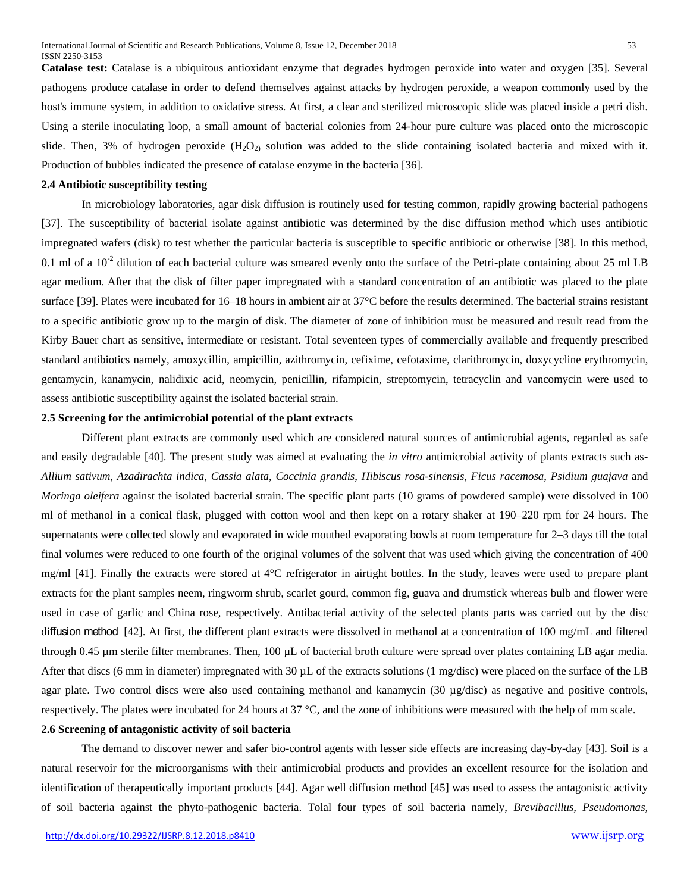**Catalase test:** Catalase is a ubiquitous antioxidant enzyme that degrades hydrogen peroxide into water and oxygen [35]. Several pathogens produce catalase in order to defend themselves against attacks by hydrogen peroxide, a weapon commonly used by the host's immune system, in addition to oxidative stress. At first, a clear and sterilized microscopic slide was placed inside a petri dish. Using a sterile inoculating loop, a small amount of bacterial colonies from 24-hour pure culture was placed onto the microscopic slide. Then, 3% of hydrogen peroxide ($H_2O_2$) solution was added to the slide containing isolated bacteria and mixed with it. Production of bubbles indicated the presence of catalase enzyme in the bacteria [36].

## 2.4 Antibiotic susceptibility testing

In microbiology laboratories, agar disk diffusion is routinely used for testing common, rapidly growing bacterial pathogens [37]. The susceptibility of bacterial isolate against antibiotic was determined by the disc diffusion method which uses antibiotic impregnated wafers (disk) to test whether the particular bacteria is susceptible to specific antibiotic or otherwise [38]. In this method, 0.1 ml of a $10^{-2}$ dilution of each bacterial culture was smeared evenly onto the surface of the Petri-plate containing about 25 ml LB agar medium. After that the disk of filter paper impregnated with a standard concentration of an antibiotic was placed to the plate surface [39]. Plates were incubated for 16–18 hours in ambient air at 37°C before the results determined. The bacterial strains resistant to a specific antibiotic grow up to the margin of disk. The diameter of zone of inhibition must be measured and result read from the Kirby Bauer chart as sensitive, intermediate or resistant. Total seventeen types of commercially available and frequently prescribed standard antibiotics namely, amoxycillin, ampicillin, azithromycin, cefixime, cefotaxime, clarithromycin, doxycycline erythromycin, gentamycin, kanamycin, nalidixic acid, neomycin, penicillin, rifampicin, streptomycin, tetracyclin and vancomycin were used to assess antibiotic susceptibility against the isolated bacterial strain.

## 2.5 Screening for the antimicrobial potential of the plant extracts

Different plant extracts are commonly used which are considered natural sources of antimicrobial agents, regarded as safe and easily degradable [40]. The present study was aimed at evaluating the *in vitro* antimicrobial activity of plants extracts such as- *Allium sativum*, *Azadirachta indica*, *Cassia alata*, *Coccinia grandis*, *Hibiscus rosa-sinensis*, *Ficus racemosa*, *Psidium guajava* and *Moringa oleifera* against the isolated bacterial strain. The specific plant parts (10 grams of powdered sample) were dissolved in 100 ml of methanol in a conical flask, plugged with cotton wool and then kept on a rotary shaker at 190–220 rpm for 24 hours. The supernatants were collected slowly and evaporated in wide mouthed evaporating bowls at room temperature for 2–3 days till the total final volumes were reduced to one fourth of the original volumes of the solvent that was used which giving the concentration of 400 mg/ml [41]. Finally the extracts were stored at 4°C refrigerator in airtight bottles. In the study, leaves were used to prepare plant extracts for the plant samples neem, ringworm shrub, scarlet gourd, common fig, guava and drumstick whereas bulb and flower were used in case of garlic and China rose, respectively. Antibacterial activity of the selected plants parts was carried out by the disc diffusion method [42]. At first, the different plant extracts were dissolved in methanol at a concentration of 100 mg/mL and filtered through 0.45 µm sterile filter membranes. Then, 100 µL of bacterial broth culture were spread over plates containing LB agar media. After that discs (6 mm in diameter) impregnated with 30 µL of the extracts solutions (1 mg/disc) were placed on the surface of the LB agar plate. Two control discs were also used containing methanol and kanamycin (30 µg/disc) as negative and positive controls, respectively. The plates were incubated for 24 hours at 37 °C, and the zone of inhibitions were measured with the help of mm scale.

## 2.6 Screening of antagonistic activity of soil bacteria

The demand to discover newer and safer bio-control agents with lesser side effects are increasing day-by-day [43]. Soil is a natural reservoir for the microorganisms with their antimicrobial products and provides an excellent resource for the isolation and identification of therapeutically important products [44]. Agar well diffusion method [45] was used to assess the antagonistic activity of soil bacteria against the phyto-pathogenic bacteria. Tolal four types of soil bacteria namely, *Brevibacillus, Pseudomonas,*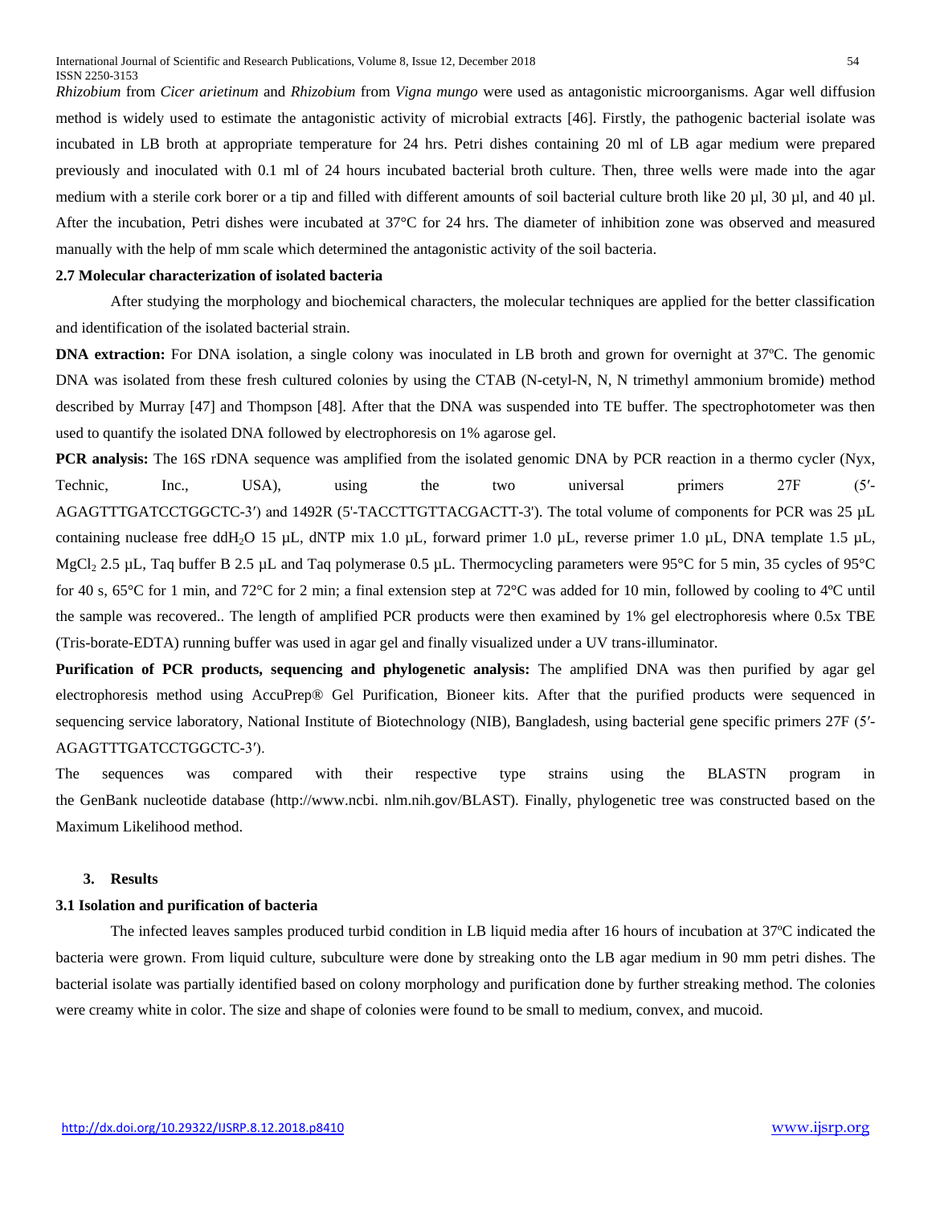*Rhizobium* from *Cicer arietinum* and *Rhizobium* from *Vigna mungo* were used as antagonistic microorganisms. Agar well diffusion method is widely used to estimate the antagonistic activity of microbial extracts [46]. Firstly, the pathogenic bacterial isolate was incubated in LB broth at appropriate temperature for 24 hrs. Petri dishes containing 20 ml of LB agar medium were prepared previously and inoculated with 0.1 ml of 24 hours incubated bacterial broth culture. Then, three wells were made into the agar medium with a sterile cork borer or a tip and filled with different amounts of soil bacterial culture broth like 20 µl, 30 µl, and 40 µl. After the incubation, Petri dishes were incubated at 37°C for 24 hrs. The diameter of inhibition zone was observed and measured manually with the help of mm scale which determined the antagonistic activity of the soil bacteria.

### 2.7 Molecular characterization of isolated bacteria

After studying the morphology and biochemical characters, the molecular techniques are applied for the better classification and identification of the isolated bacterial strain.

**DNA extraction:** For DNA isolation, a single colony was inoculated in LB broth and grown for overnight at 37ºC. The genomic DNA was isolated from these fresh cultured colonies by using the CTAB (N-cetyl-N, N, N trimethyl ammonium bromide) method described by Murray [47] and Thompson [48]. After that the DNA was suspended into TE buffer. The spectrophotometer was then used to quantify the isolated DNA followed by electrophoresis on 1% agarose gel.

**PCR analysis:** The 16S rDNA sequence was amplified from the isolated genomic DNA by PCR reaction in a thermo cycler (Nyx, Technic, Inc., USA), using the two universal primers 27F (5′-AGAGTTTGATCCTGGCTC-3′) and 1492R (5'-TACCTTGTTACGACTT-3'). The total volume of components for PCR was 25 µL containing nuclease free $ddH_2O$ 15 µL, dNTP mix 1.0 µL, forward primer 1.0 µL, reverse primer 1.0 µL, DNA template 1.5 µL, $MgCl_2$ 2.5 µL, Taq buffer B 2.5 µL and Taq polymerase 0.5 µL. Thermocycling parameters were 95°C for 5 min, 35 cycles of 95°C for 40 s, 65°C for 1 min, and 72°C for 2 min; a final extension step at 72°C was added for 10 min, followed by cooling to 4ºC until the sample was recovered.. The length of amplified PCR products were then examined by 1% gel electrophoresis where 0.5x TBE (Tris-borate-EDTA) running buffer was used in agar gel and finally visualized under a UV trans-illuminator.

**Purification of PCR products, sequencing and phylogenetic analysis:** The amplified DNA was then purified by agar gel electrophoresis method using AccuPrep® Gel Purification, Bioneer kits. After that the purified products were sequenced in sequencing service laboratory, National Institute of Biotechnology (NIB), Bangladesh, using bacterial gene specific primers 27F (5′-AGAGTTTGATCCTGGCTC-3′).

The sequences was compared with their respective type strains using the BLASTN program in the GenBank nucleotide database (http://www.ncbi. nlm.nih.gov/BLAST). Finally, phylogenetic tree was constructed based on the Maximum Likelihood method.

## 3. Results

### 3.1 Isolation and purification of bacteria

The infected leaves samples produced turbid condition in LB liquid media after 16 hours of incubation at 37ºC indicated the bacteria were grown. From liquid culture, subculture were done by streaking onto the LB agar medium in 90 mm petri dishes. The bacterial isolate was partially identified based on colony morphology and purification done by further streaking method. The colonies were creamy white in color. The size and shape of colonies were found to be small to medium, convex, and mucoid.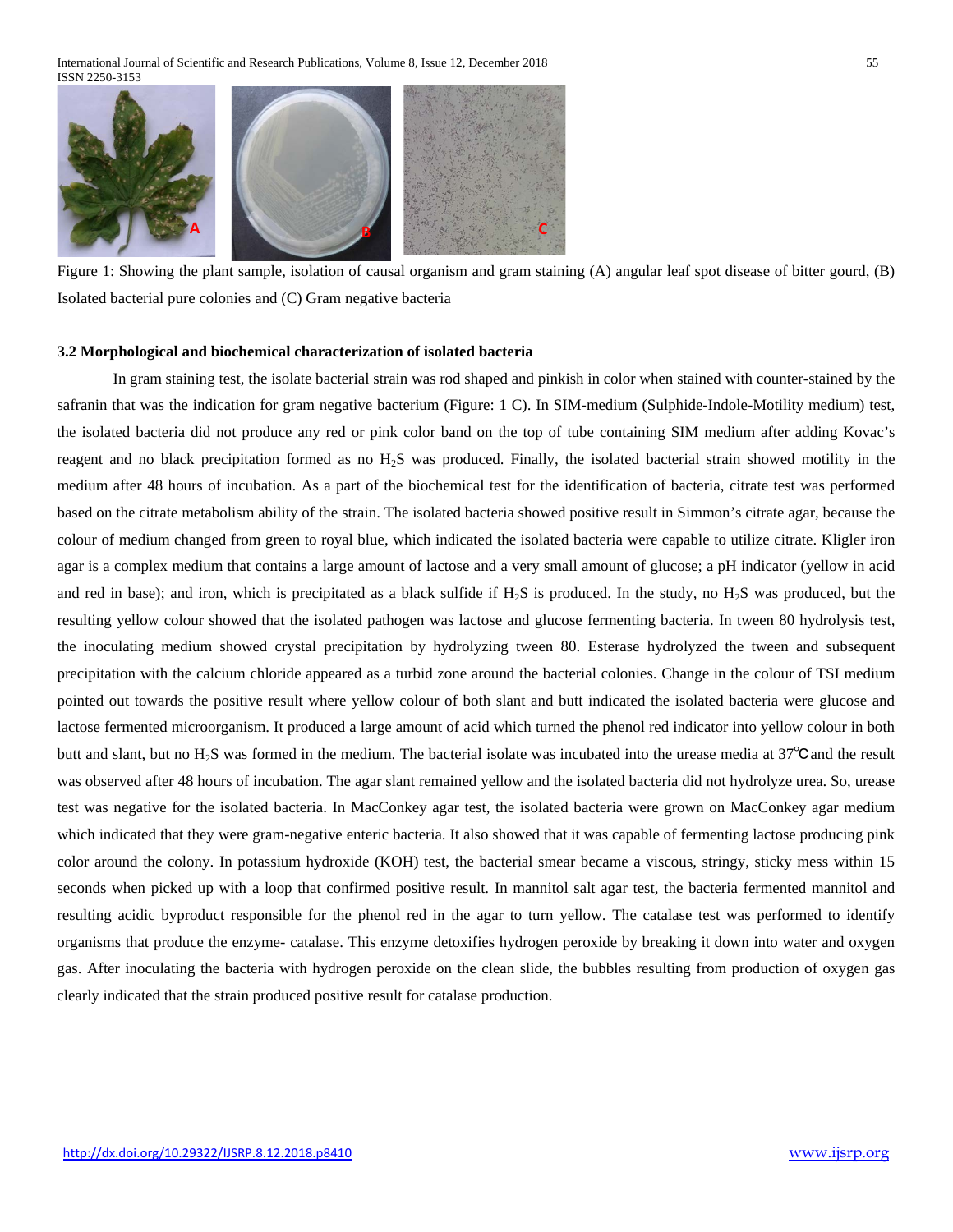Figure 1: Showing the plant sample, isolation of causal organism and gram staining (A) angular leaf spot disease of bitter gourd, (B) Isolated bacterial pure colonies and (C) Gram negative bacteria

### 3.2 Morphological and biochemical characterization of isolated bacteria

In gram staining test, the isolate bacterial strain was rod shaped and pinkish in color when stained with counter-stained by the safranin that was the indication for gram negative bacterium (Figure: 1 C). In SIM-medium (Sulphide-Indole-Motility medium) test, the isolated bacteria did not produce any red or pink color band on the top of tube containing SIM medium after adding Kovac's reagent and no black precipitation formed as no $H_2S$ was produced. Finally, the isolated bacterial strain showed motility in the medium after 48 hours of incubation. As a part of the biochemical test for the identification of bacteria, citrate test was performed based on the citrate metabolism ability of the strain. The isolated bacteria showed positive result in Simmon's citrate agar, because the colour of medium changed from green to royal blue, which indicated the isolated bacteria were capable to utilize citrate. Kligler iron agar is a complex medium that contains a large amount of lactose and a very small amount of glucose; a pH indicator (yellow in acid and red in base); and iron, which is precipitated as a black sulfide if $H_2S$ is produced. In the study, no $H_2S$ was produced, but the resulting yellow colour showed that the isolated pathogen was lactose and glucose fermenting bacteria. In tween 80 hydrolysis test, the inoculating medium showed crystal precipitation by hydrolyzing tween 80. Esterase hydrolyzed the tween and subsequent precipitation with the calcium chloride appeared as a turbid zone around the bacterial colonies. Change in the colour of TSI medium pointed out towards the positive result where yellow colour of both slant and butt indicated the isolated bacteria were glucose and lactose fermented microorganism. It produced a large amount of acid which turned the phenol red indicator into yellow colour in both butt and slant, but no $H_2S$ was formed in the medium. The bacterial isolate was incubated into the urease media at 37℃ and the result was observed after 48 hours of incubation. The agar slant remained yellow and the isolated bacteria did not hydrolyze urea. So, urease test was negative for the isolated bacteria. In MacConkey agar test, the isolated bacteria were grown on MacConkey agar medium which indicated that they were gram-negative enteric bacteria. It also showed that it was capable of fermenting lactose producing pink color around the colony. In potassium hydroxide (KOH) test, the bacterial smear became a viscous, stringy, sticky mess within 15 seconds when picked up with a loop that confirmed positive result. In mannitol salt agar test, the bacteria fermented mannitol and resulting acidic byproduct responsible for the phenol red in the agar to turn yellow. The catalase test was performed to identify organisms that produce the enzyme- catalase. This enzyme detoxifies hydrogen peroxide by breaking it down into water and oxygen gas. After inoculating the bacteria with hydrogen peroxide on the clean slide, the bubbles resulting from production of oxygen gas clearly indicated that the strain produced positive result for catalase production.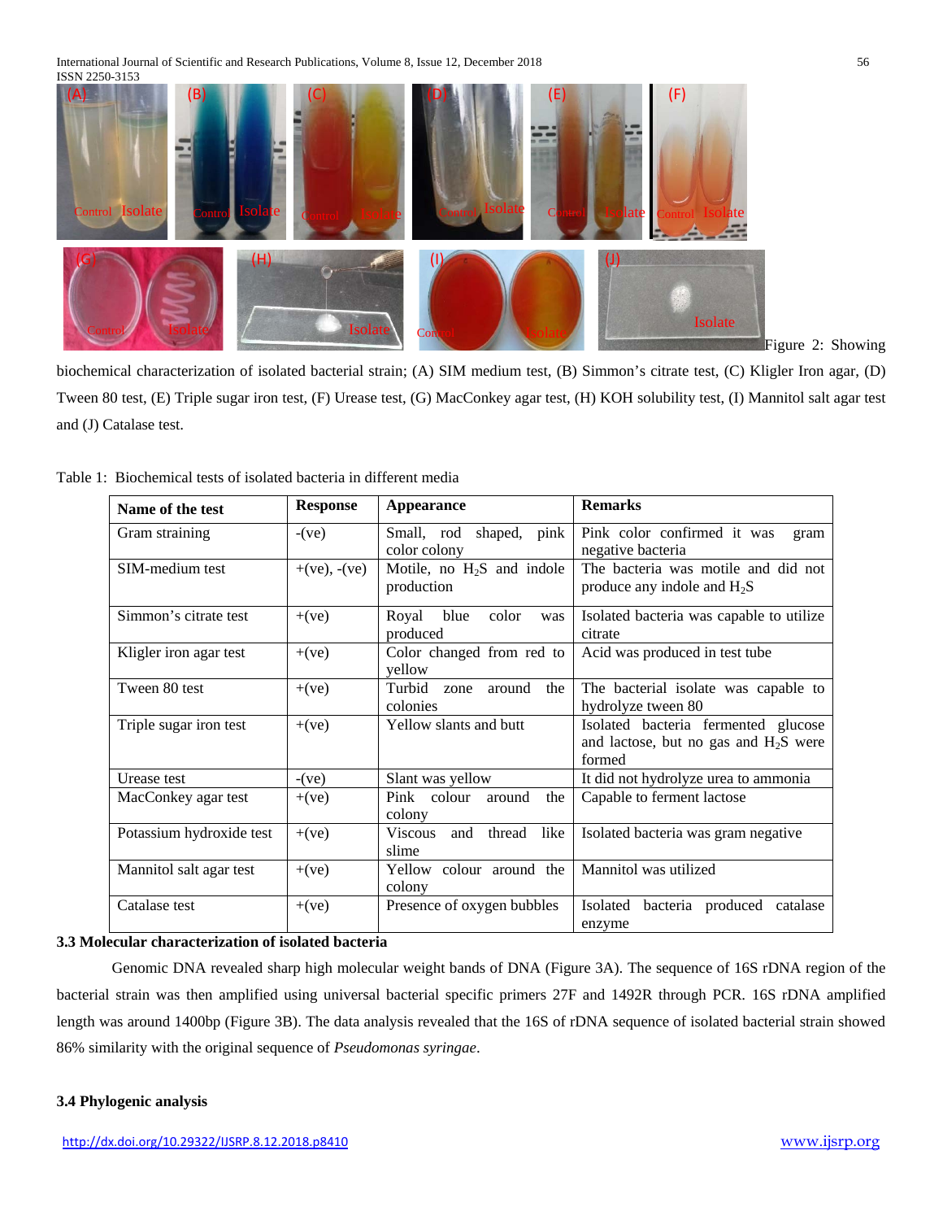Figure 2: Showing biochemical characterization of isolated bacterial strain; (A) SIM medium test, (B) Simmon's citrate test, (C) Kligler Iron agar, (D) Tween 80 test, (E) Triple sugar iron test, (F) Urease test, (G) MacConkey agar test, (H) KOH solubility test, (I) Mannitol salt agar test and (J) Catalase test.

Table 1: Biochemical tests of isolated bacteria in different media

| **Name of the test** | **Response** | **Appearance** | **Remarks** |
|---|---|---|---|
| Gram straining | -(ve) | Small, rod shaped, pink color colony | Pink color confirmed it was gram negative bacteria |
| SIM-medium test | +(ve), -(ve) | Motile, no $H_2S$ and indole production | The bacteria was motile and did not produce any indole and $H_2S$ |
| Simmon's citrate test | +(ve) | Royal blue color was produced | Isolated bacteria was capable to utilize citrate |
| Kligler iron agar test | +(ve) | Color changed from red to yellow | Acid was produced in test tube |
| Tween 80 test | +(ve) | Turbid zone around the colonies | The bacterial isolate was capable to hydrolyze tween 80 |
| Triple sugar iron test | +(ve) | Yellow slants and butt | Isolated bacteria fermented glucose and lactose, but no gas and $H_2S$ were formed |
| Urease test | -(ve) | Slant was yellow | It did not hydrolyze urea to ammonia |
| MacConkey agar test | +(ve) | Pink colour around the colony | Capable to ferment lactose |
| Potassium hydroxide test | +(ve) | Viscous and thread like slime | Isolated bacteria was gram negative |
| Mannitol salt agar test | +(ve) | Yellow colour around the colony | Mannitol was utilized |
| Catalase test | +(ve) | Presence of oxygen bubbles | Isolated bacteria produced catalase enzyme |

### 3.3 Molecular characterization of isolated bacteria

Genomic DNA revealed sharp high molecular weight bands of DNA (Figure 3A). The sequence of 16S rDNA region of the bacterial strain was then amplified using universal bacterial specific primers 27F and 1492R through PCR. 16S rDNA amplified length was around 1400bp (Figure 3B). The data analysis revealed that the 16S of rDNA sequence of isolated bacterial strain showed 86% similarity with the original sequence of *Pseudomonas syringae*.

### 3.4 Phylogenic analysis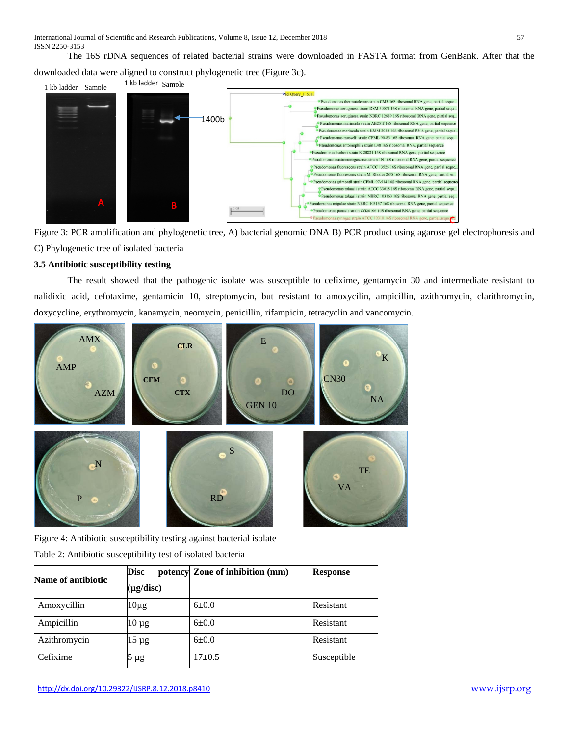The 16S rDNA sequences of related bacterial strains were downloaded in FASTA format from GenBank. After that the downloaded data were aligned to construct phylogenetic tree (Figure 3c).

Figure 3: PCR amplification and phylogenetic tree, A) bacterial genomic DNA B) PCR product using agarose gel electrophoresis and C) Phylogenetic tree of isolated bacteria

**3.5 Antibiotic susceptibility testing**

The result showed that the pathogenic isolate was susceptible to cefixime, gentamycin 30 and intermediate resistant to nalidixic acid, cefotaxime, gentamicin 10, streptomycin, but resistant to amoxycilin, ampicillin, azithromycin, clarithromycin, doxycycline, erythromycin, kanamycin, neomycin, penicillin, rifampicin, tetracyclin and vancomycin.

Figure 4: Antibiotic susceptibility testing against bacterial isolate

Table 2: Antibiotic susceptibility test of isolated bacteria

| Name of antibiotic | Disc potency (µg/disc) | Zone of inhibition (mm) | Response |
|---|---|---|---|
| Amoxycillin | 10µg | 6±0.0 | Resistant |
| Ampicillin | 10 µg | 6±0.0 | Resistant |
| Azithromycin | 15 µg | 6±0.0 | Resistant |
| Cefixime | 5 µg | 17±0.5 | Susceptible |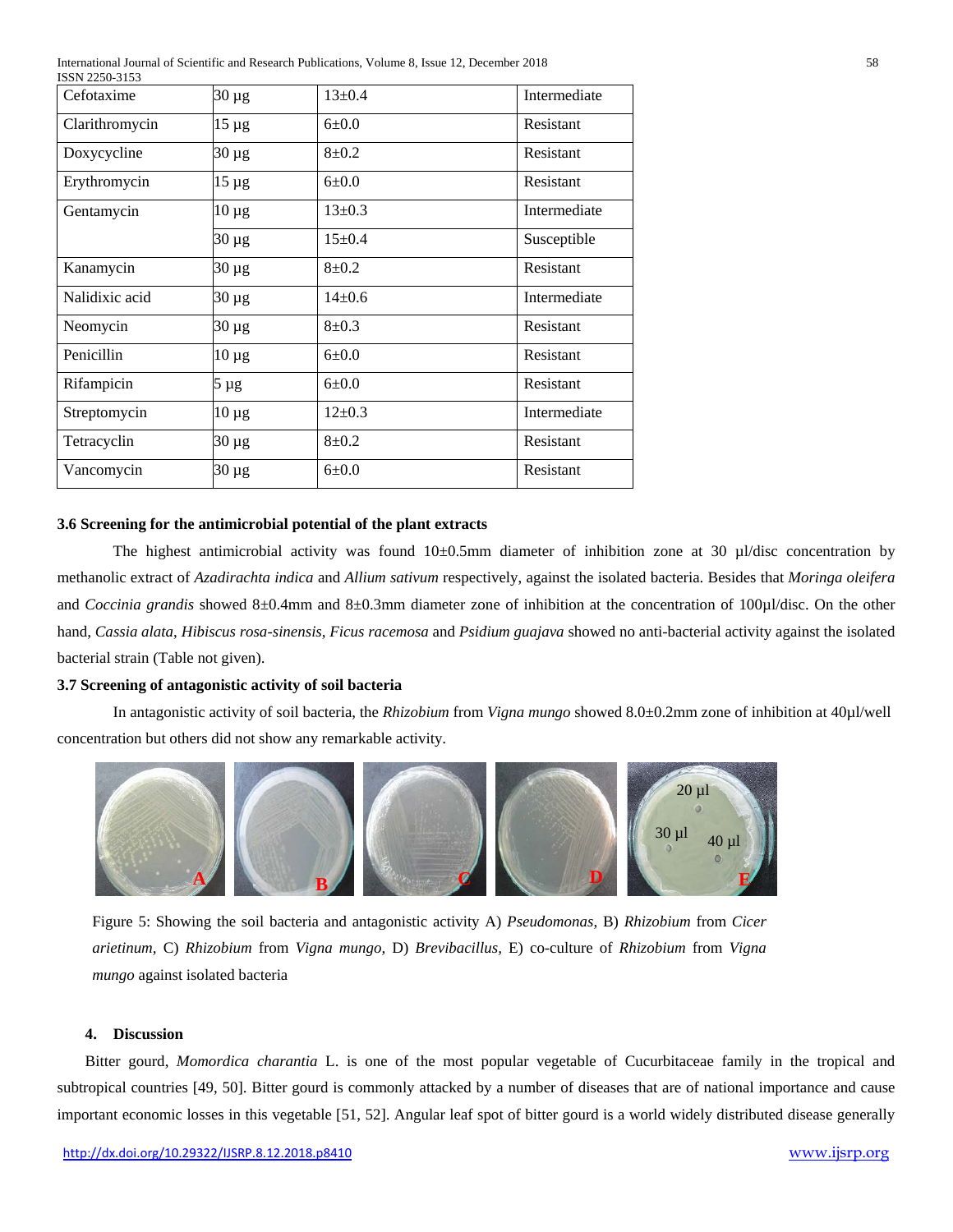| | | | |
|---|---|---|---|
| Cefotaxime | 30 µg | 13±0.4 | Intermediate |
| Clarithromycin | 15 µg | 6±0.0 | Resistant |
| Doxycycline | 30 µg | 8±0.2 | Resistant |
| Erythromycin | 15 µg | 6±0.0 | Resistant |
| Gentamycin | 10 µg | 13±0.3 | Intermediate |
| | 30 µg | 15±0.4 | Susceptible |
| Kanamycin | 30 µg | 8±0.2 | Resistant |
| Nalidixic acid | 30 µg | 14±0.6 | Intermediate |
| Neomycin | 30 µg | 8±0.3 | Resistant |
| Penicillin | 10 µg | 6±0.0 | Resistant |
| Rifampicin | 5 µg | 6±0.0 | Resistant |
| Streptomycin | 10 µg | 12±0.3 | Intermediate |
| Tetracyclin | 30 µg | 8±0.2 | Resistant |
| Vancomycin | 30 µg | 6±0.0 | Resistant |

### 3.6 Screening for the antimicrobial potential of the plant extracts

The highest antimicrobial activity was found 10±0.5mm diameter of inhibition zone at 30 µl/disc concentration by methanolic extract of *Azadirachta indica* and *Allium sativum* respectively, against the isolated bacteria. Besides that *Moringa oleifera* and *Coccinia grandis* showed 8±0.4mm and 8±0.3mm diameter zone of inhibition at the concentration of 100µl/disc. On the other hand, *Cassia alata*, *Hibiscus rosa-sinensis*, *Ficus racemosa* and *Psidium guajava* showed no anti-bacterial activity against the isolated bacterial strain (Table not given).

### 3.7 Screening of antagonistic activity of soil bacteria

In antagonistic activity of soil bacteria, the *Rhizobium* from *Vigna mungo* showed 8.0±0.2mm zone of inhibition at 40µl/well concentration but others did not show any remarkable activity.

A B C D E
20 µl
30 µl
40 µl

Figure 5: Showing the soil bacteria and antagonistic activity A) *Pseudomonas*, B) *Rhizobium* from *Cicer arietinum*, C) *Rhizobium* from *Vigna mungo*, D) *Brevibacillus*, E) co-culture of *Rhizobium* from *Vigna mungo* against isolated bacteria

## 4. Discussion

Bitter gourd, *Momordica charantia* L. is one of the most popular vegetable of Cucurbitaceae family in the tropical and subtropical countries [49, 50]. Bitter gourd is commonly attacked by a number of diseases that are of national importance and cause important economic losses in this vegetable [51, 52]. Angular leaf spot of bitter gourd is a world widely distributed disease generally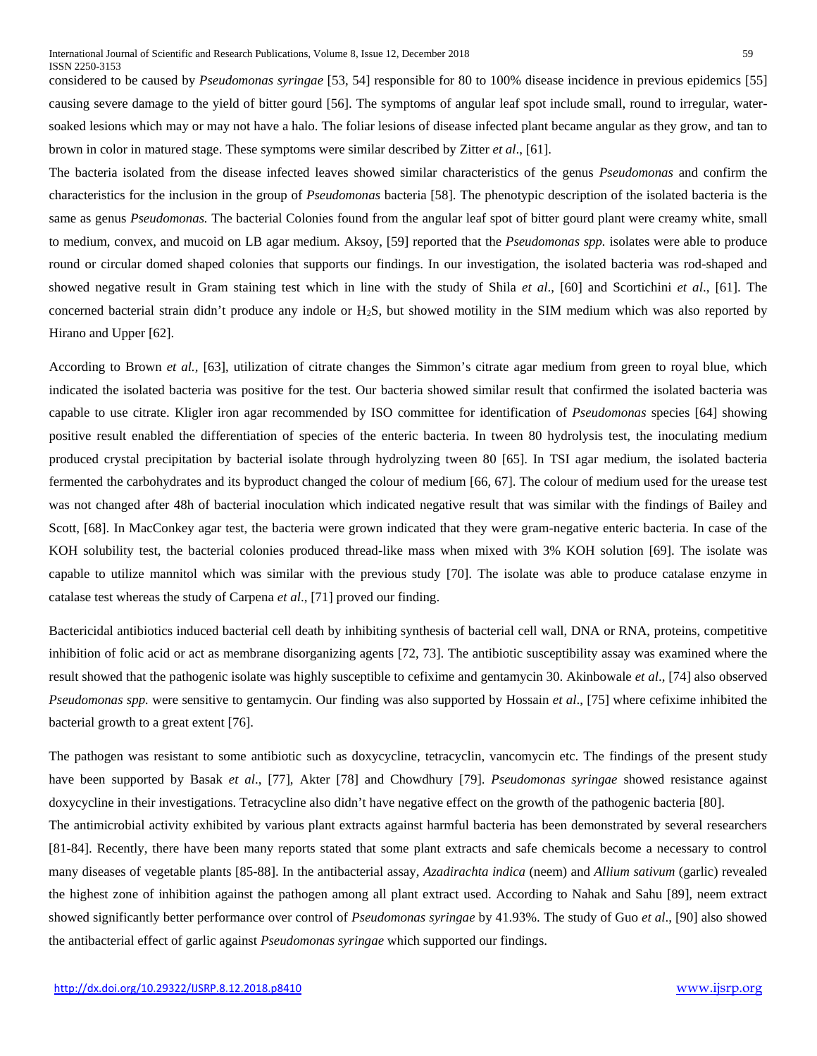considered to be caused by *Pseudomonas syringae* [53, 54] responsible for 80 to 100% disease incidence in previous epidemics [55] causing severe damage to the yield of bitter gourd [56]. The symptoms of angular leaf spot include small, round to irregular, water-soaked lesions which may or may not have a halo. The foliar lesions of disease infected plant became angular as they grow, and tan to brown in color in matured stage. These symptoms were similar described by Zitter *et al*., [61].

The bacteria isolated from the disease infected leaves showed similar characteristics of the genus *Pseudomonas* and confirm the characteristics for the inclusion in the group of *Pseudomonas* bacteria [58]. The phenotypic description of the isolated bacteria is the same as genus *Pseudomonas.* The bacterial Colonies found from the angular leaf spot of bitter gourd plant were creamy white, small to medium, convex, and mucoid on LB agar medium. Aksoy, [59] reported that the *Pseudomonas spp.* isolates were able to produce round or circular domed shaped colonies that supports our findings. In our investigation, the isolated bacteria was rod-shaped and showed negative result in Gram staining test which in line with the study of Shila *et al*., [60] and Scortichini *et al*., [61]. The concerned bacterial strain didn't produce any indole or $H_2S$, but showed motility in the SIM medium which was also reported by Hirano and Upper [62].

According to Brown *et al.,* [63], utilization of citrate changes the Simmon's citrate agar medium from green to royal blue, which indicated the isolated bacteria was positive for the test. Our bacteria showed similar result that confirmed the isolated bacteria was capable to use citrate. Kligler iron agar recommended by ISO committee for identification of *Pseudomonas* species [64] showing positive result enabled the differentiation of species of the enteric bacteria. In tween 80 hydrolysis test, the inoculating medium produced crystal precipitation by bacterial isolate through hydrolyzing tween 80 [65]. In TSI agar medium, the isolated bacteria fermented the carbohydrates and its byproduct changed the colour of medium [66, 67]. The colour of medium used for the urease test was not changed after 48h of bacterial inoculation which indicated negative result that was similar with the findings of Bailey and Scott, [68]. In MacConkey agar test, the bacteria were grown indicated that they were gram-negative enteric bacteria. In case of the KOH solubility test, the bacterial colonies produced thread-like mass when mixed with 3% KOH solution [69]. The isolate was capable to utilize mannitol which was similar with the previous study [70]. The isolate was able to produce catalase enzyme in catalase test whereas the study of Carpena *et al*., [71] proved our finding.

Bactericidal antibiotics induced bacterial cell death by inhibiting synthesis of bacterial cell wall, DNA or RNA, proteins, competitive inhibition of folic acid or act as membrane disorganizing agents [72, 73]. The antibiotic susceptibility assay was examined where the result showed that the pathogenic isolate was highly susceptible to cefixime and gentamycin 30. Akinbowale *et al*., [74] also observed *Pseudomonas spp.* were sensitive to gentamycin. Our finding was also supported by Hossain *et al*., [75] where cefixime inhibited the bacterial growth to a great extent [76].

The pathogen was resistant to some antibiotic such as doxycycline, tetracyclin, vancomycin etc. The findings of the present study have been supported by Basak *et al*., [77], Akter [78] and Chowdhury [79]. *Pseudomonas syringae* showed resistance against doxycycline in their investigations. Tetracycline also didn't have negative effect on the growth of the pathogenic bacteria [80].

The antimicrobial activity exhibited by various plant extracts against harmful bacteria has been demonstrated by several researchers [81-84]. Recently, there have been many reports stated that some plant extracts and safe chemicals become a necessary to control many diseases of vegetable plants [85-88]. In the antibacterial assay, *Azadirachta indica* (neem) and *Allium sativum* (garlic) revealed the highest zone of inhibition against the pathogen among all plant extract used. According to Nahak and Sahu [89], neem extract showed significantly better performance over control of *Pseudomonas syringae* by 41.93%. The study of Guo *et al*., [90] also showed the antibacterial effect of garlic against *Pseudomonas syringae* which supported our findings.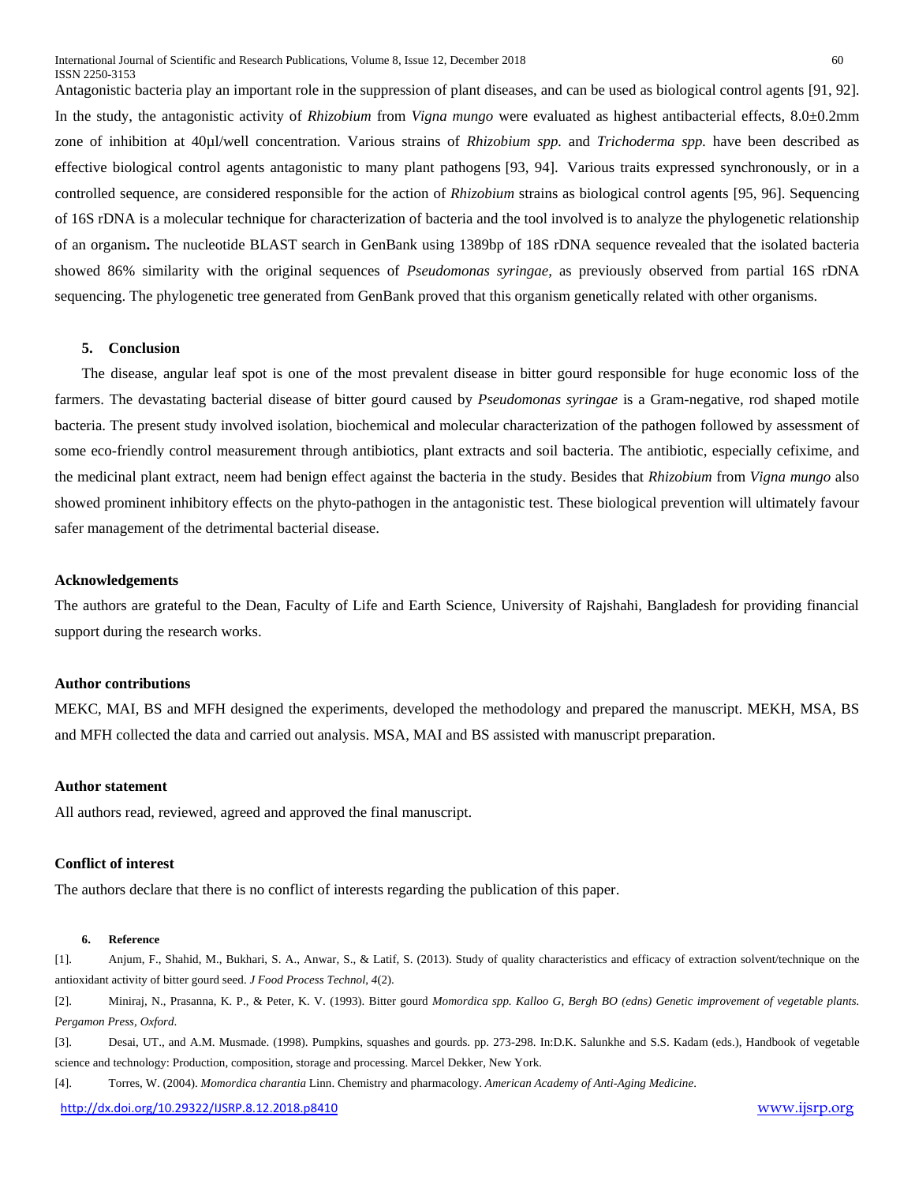Antagonistic bacteria play an important role in the suppression of plant diseases, and can be used as biological control agents [91, 92]. In the study, the antagonistic activity of *Rhizobium* from *Vigna mungo* were evaluated as highest antibacterial effects, 8.0±0.2mm zone of inhibition at 40µl/well concentration. Various strains of *Rhizobium spp.* and *Trichoderma spp.* have been described as effective biological control agents antagonistic to many plant pathogens [93, 94]. Various traits expressed synchronously, or in a controlled sequence, are considered responsible for the action of *Rhizobium* strains as biological control agents [95, 96]. Sequencing of 16S rDNA is a molecular technique for characterization of bacteria and the tool involved is to analyze the phylogenetic relationship of an organism**.** The nucleotide BLAST search in GenBank using 1389bp of 18S rDNA sequence revealed that the isolated bacteria showed 86% similarity with the original sequences of *Pseudomonas syringae,* as previously observed from partial 16S rDNA sequencing. The phylogenetic tree generated from GenBank proved that this organism genetically related with other organisms.

## 5. Conclusion

The disease, angular leaf spot is one of the most prevalent disease in bitter gourd responsible for huge economic loss of the farmers. The devastating bacterial disease of bitter gourd caused by *Pseudomonas syringae* is a Gram-negative, rod shaped motile bacteria. The present study involved isolation, biochemical and molecular characterization of the pathogen followed by assessment of some eco-friendly control measurement through antibiotics, plant extracts and soil bacteria. The antibiotic, especially cefixime, and the medicinal plant extract, neem had benign effect against the bacteria in the study. Besides that *Rhizobium* from *Vigna mungo* also showed prominent inhibitory effects on the phyto-pathogen in the antagonistic test. These biological prevention will ultimately favour safer management of the detrimental bacterial disease.

## Acknowledgements

The authors are grateful to the Dean, Faculty of Life and Earth Science, University of Rajshahi, Bangladesh for providing financial support during the research works.

## Author contributions

MEKC, MAI, BS and MFH designed the experiments, developed the methodology and prepared the manuscript. MEKH, MSA, BS and MFH collected the data and carried out analysis. MSA, MAI and BS assisted with manuscript preparation.

## Author statement

All authors read, reviewed, agreed and approved the final manuscript.

## Conflict of interest

The authors declare that there is no conflict of interests regarding the publication of this paper.

## 6. Reference

[1]. Anjum, F., Shahid, M., Bukhari, S. A., Anwar, S., & Latif, S. (2013). Study of quality characteristics and efficacy of extraction solvent/technique on the antioxidant activity of bitter gourd seed. *J Food Process Technol*, *4*(2).

[2]. Miniraj, N., Prasanna, K. P., & Peter, K. V. (1993). Bitter gourd *Momordica spp. Kalloo G, Bergh BO (edns) Genetic improvement of vegetable plants. Pergamon Press, Oxford*.

[3]. Desai, UT., and A.M. Musmade. (1998). Pumpkins, squashes and gourds. pp. 273-298. In:D.K. Salunkhe and S.S. Kadam (eds.), Handbook of vegetable science and technology: Production, composition, storage and processing. Marcel Dekker, New York.

[4]. Torres, W. (2004). *Momordica charantia* Linn. Chemistry and pharmacology. *American Academy of Anti-Aging Medicine*.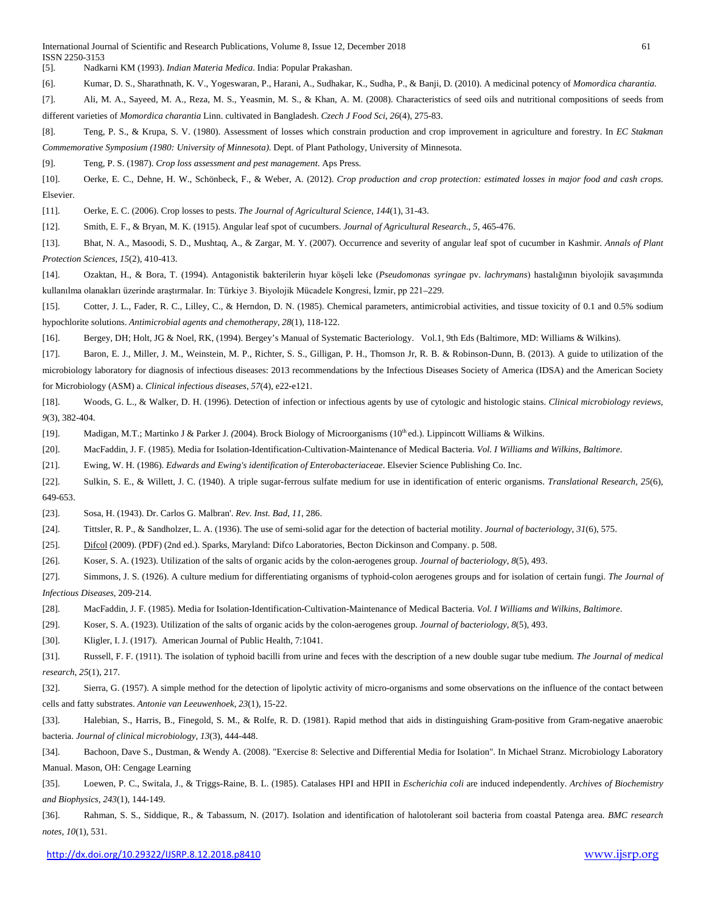[5]. Nadkarni KM (1993). *Indian Materia Medica*. India: Popular Prakashan.

[6]. Kumar, D. S., Sharathnath, K. V., Yogeswaran, P., Harani, A., Sudhakar, K., Sudha, P., & Banji, D. (2010). A medicinal potency of *Momordica charantia*.

[7]. Ali, M. A., Sayeed, M. A., Reza, M. S., Yeasmin, M. S., & Khan, A. M. (2008). Characteristics of seed oils and nutritional compositions of seeds from different varieties of *Momordica charantia* Linn. cultivated in Bangladesh. *Czech J Food Sci*, *26*(4), 275-83.

[8]. Teng, P. S., & Krupa, S. V. (1980). Assessment of losses which constrain production and crop improvement in agriculture and forestry. In *EC Stakman Commemorative Symposium (1980: University of Minnesota)*. Dept. of Plant Pathology, University of Minnesota.

[9]. Teng, P. S. (1987). *Crop loss assessment and pest management*. Aps Press.

[10]. Oerke, E. C., Dehne, H. W., Schönbeck, F., & Weber, A. (2012). *Crop production and crop protection: estimated losses in major food and cash crops*. Elsevier.

[11]. Oerke, E. C. (2006). Crop losses to pests. *The Journal of Agricultural Science*, *144*(1), 31-43.

[12]. Smith, E. F., & Bryan, M. K. (1915). Angular leaf spot of cucumbers. *Journal of Agricultural Research.*, *5*, 465-476.

[13]. Bhat, N. A., Masoodi, S. D., Mushtaq, A., & Zargar, M. Y. (2007). Occurrence and severity of angular leaf spot of cucumber in Kashmir. *Annals of Plant Protection Sciences*, *15*(2), 410-413.

[14]. Ozaktan, H., & Bora, T. (1994). Antagonistik bakterilerin hıyar köşeli leke (*Pseudomonas syringae* pv. *lachrymans*) hastalığının biyolojik savaşımında kullanılma olanakları üzerinde araştırmalar. In: Türkiye 3. Biyolojik Mücadele Kongresi, İzmir, pp 221–229.

[15]. Cotter, J. L., Fader, R. C., Lilley, C., & Herndon, D. N. (1985). Chemical parameters, antimicrobial activities, and tissue toxicity of 0.1 and 0.5% sodium hypochlorite solutions. *Antimicrobial agents and chemotherapy*, *28*(1), 118-122.

[16]. Bergey, DH; Holt, JG & Noel, RK, (1994). Bergey's Manual of Systematic Bacteriology. Vol.1, 9th Eds (Baltimore, MD: Williams & Wilkins).

[17]. Baron, E. J., Miller, J. M., Weinstein, M. P., Richter, S. S., Gilligan, P. H., Thomson Jr, R. B. & Robinson-Dunn, B. (2013). A guide to utilization of the microbiology laboratory for diagnosis of infectious diseases: 2013 recommendations by the Infectious Diseases Society of America (IDSA) and the American Society for Microbiology (ASM) a. *Clinical infectious diseases*, *57*(4), e22-e121.

[18]. Woods, G. L., & Walker, D. H. (1996). Detection of infection or infectious agents by use of cytologic and histologic stains. *Clinical microbiology reviews*, *9*(3), 382-404.

[19]. Madigan, M.T.; Martinko J & Parker J. *(*2004). Brock Biology of Microorganisms (10th ed.). Lippincott Williams & Wilkins.

[20]. MacFaddin, J. F. (1985). Media for Isolation-Identification-Cultivation-Maintenance of Medical Bacteria. *Vol. I Williams and Wilkins, Baltimore*.

[21]. Ewing, W. H. (1986). *Edwards and Ewing's identification of Enterobacteriaceae*. Elsevier Science Publishing Co. Inc.

[22]. Sulkin, S. E., & Willett, J. C. (1940). A triple sugar-ferrous sulfate medium for use in identification of enteric organisms. *Translational Research*, *25*(6), 649-653.

[23]. Sosa, H. (1943). Dr. Carlos G. Malbran'. *Rev. Inst. Bad*, *11*, 286.

[24]. Tittsler, R. P., & Sandholzer, L. A. (1936). The use of semi-solid agar for the detection of bacterial motility. *Journal of bacteriology*, *31*(6), 575.

[25]. Difcol (2009). (PDF) (2nd ed.). Sparks, Maryland: Difco Laboratories, Becton Dickinson and Company. p. 508.

[26]. Koser, S. A. (1923). Utilization of the salts of organic acids by the colon-aerogenes group. *Journal of bacteriology*, *8*(5), 493.

[27]. Simmons, J. S. (1926). A culture medium for differentiating organisms of typhoid-colon aerogenes groups and for isolation of certain fungi. *The Journal of Infectious Diseases*, 209-214.

[28]. MacFaddin, J. F. (1985). Media for Isolation-Identification-Cultivation-Maintenance of Medical Bacteria. *Vol. I Williams and Wilkins, Baltimore*.

[29]. Koser, S. A. (1923). Utilization of the salts of organic acids by the colon-aerogenes group. *Journal of bacteriology*, *8*(5), 493.

[30]. Kligler, I. J. (1917). American Journal of Public Health, 7:1041.

[31]. Russell, F. F. (1911). The isolation of typhoid bacilli from urine and feces with the description of a new double sugar tube medium. *The Journal of medical research*, *25*(1), 217.

[32]. Sierra, G. (1957). A simple method for the detection of lipolytic activity of micro-organisms and some observations on the influence of the contact between cells and fatty substrates. *Antonie van Leeuwenhoek*, *23*(1), 15-22.

[33]. Halebian, S., Harris, B., Finegold, S. M., & Rolfe, R. D. (1981). Rapid method that aids in distinguishing Gram-positive from Gram-negative anaerobic bacteria. *Journal of clinical microbiology*, *13*(3), 444-448.

[34]. Bachoon, Dave S., Dustman, & Wendy A. (2008). "Exercise 8: Selective and Differential Media for Isolation". In Michael Stranz. Microbiology Laboratory Manual. Mason, OH: Cengage Learning

[35]. Loewen, P. C., Switala, J., & Triggs-Raine, B. L. (1985). Catalases HPI and HPII in *Escherichia coli* are induced independently. *Archives of Biochemistry and Biophysics*, *243*(1), 144-149.

[36]. Rahman, S. S., Siddique, R., & Tabassum, N. (2017). Isolation and identification of halotolerant soil bacteria from coastal Patenga area. *BMC research notes*, *10*(1), 531.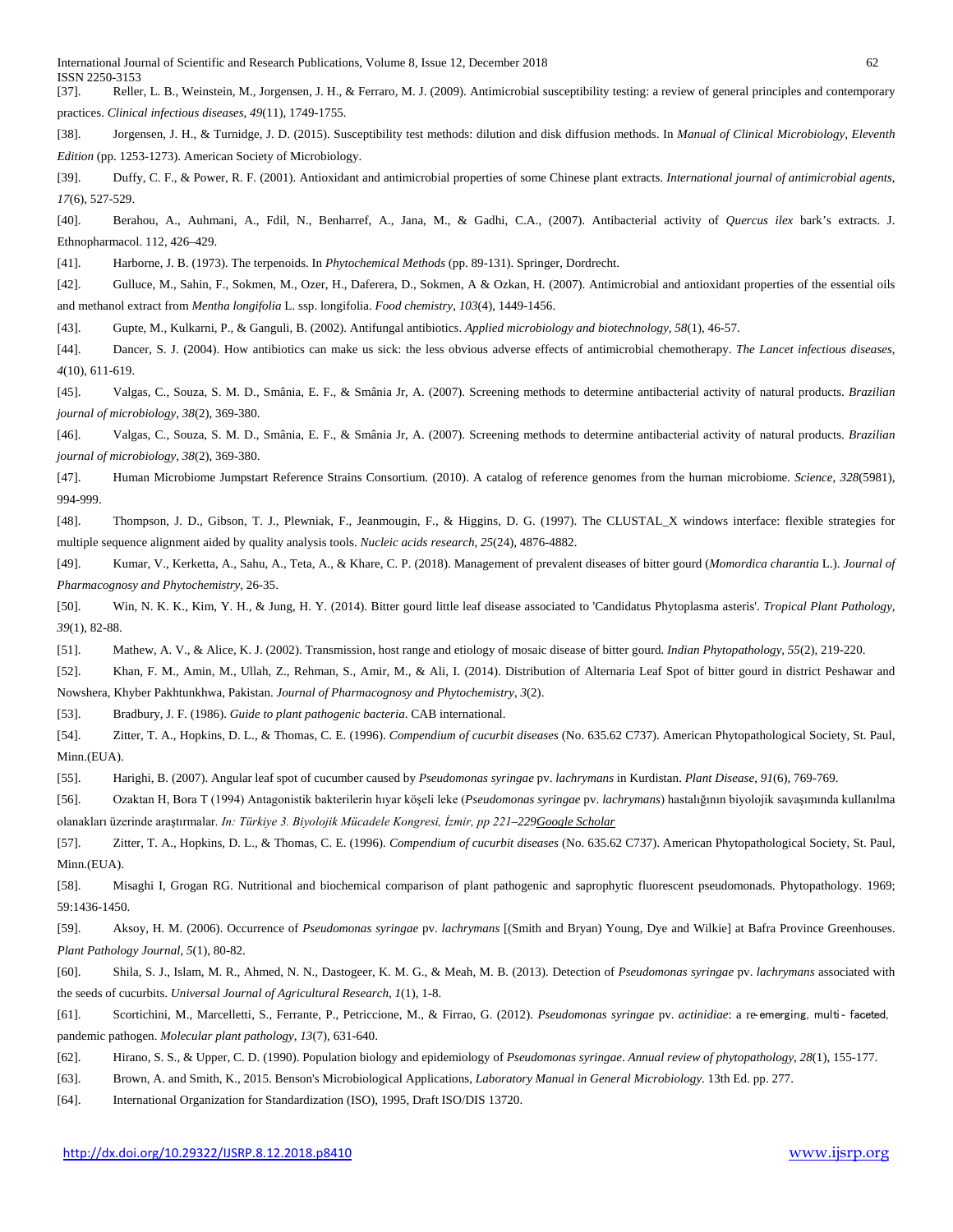[37]. Reller, L. B., Weinstein, M., Jorgensen, J. H., & Ferraro, M. J. (2009). Antimicrobial susceptibility testing: a review of general principles and contemporary practices. *Clinical infectious diseases*, *49*(11), 1749-1755.

[38]. Jorgensen, J. H., & Turnidge, J. D. (2015). Susceptibility test methods: dilution and disk diffusion methods. In *Manual of Clinical Microbiology, Eleventh Edition* (pp. 1253-1273). American Society of Microbiology.

[39]. Duffy, C. F., & Power, R. F. (2001). Antioxidant and antimicrobial properties of some Chinese plant extracts. *International journal of antimicrobial agents*, *17*(6), 527-529.

[40]. Berahou, A., Auhmani, A., Fdil, N., Benharref, A., Jana, M., & Gadhi, C.A., (2007). Antibacterial activity of *Quercus ilex* bark's extracts. J. Ethnopharmacol. 112, 426–429.

[41]. Harborne, J. B. (1973). The terpenoids. In *Phytochemical Methods* (pp. 89-131). Springer, Dordrecht.

[42]. Gulluce, M., Sahin, F., Sokmen, M., Ozer, H., Daferera, D., Sokmen, A & Ozkan, H. (2007). Antimicrobial and antioxidant properties of the essential oils and methanol extract from *Mentha longifolia* L. ssp. longifolia. *Food chemistry*, *103*(4), 1449-1456.

[43]. Gupte, M., Kulkarni, P., & Ganguli, B. (2002). Antifungal antibiotics. *Applied microbiology and biotechnology*, *58*(1), 46-57.

[44]. Dancer, S. J. (2004). How antibiotics can make us sick: the less obvious adverse effects of antimicrobial chemotherapy. *The Lancet infectious diseases*, *4*(10), 611-619.

[45]. Valgas, C., Souza, S. M. D., Smânia, E. F., & Smânia Jr, A. (2007). Screening methods to determine antibacterial activity of natural products. *Brazilian journal of microbiology*, *38*(2), 369-380.

[46]. Valgas, C., Souza, S. M. D., Smânia, E. F., & Smânia Jr, A. (2007). Screening methods to determine antibacterial activity of natural products. *Brazilian journal of microbiology*, *38*(2), 369-380.

[47]. Human Microbiome Jumpstart Reference Strains Consortium. (2010). A catalog of reference genomes from the human microbiome. *Science*, *328*(5981), 994-999.

[48]. Thompson, J. D., Gibson, T. J., Plewniak, F., Jeanmougin, F., & Higgins, D. G. (1997). The CLUSTAL_X windows interface: flexible strategies for multiple sequence alignment aided by quality analysis tools. *Nucleic acids research*, *25*(24), 4876-4882.

[49]. Kumar, V., Kerketta, A., Sahu, A., Teta, A., & Khare, C. P. (2018). Management of prevalent diseases of bitter gourd (*Momordica charantia* L.). *Journal of Pharmacognosy and Phytochemistry*, 26-35.

[50]. Win, N. K. K., Kim, Y. H., & Jung, H. Y. (2014). Bitter gourd little leaf disease associated to 'Candidatus Phytoplasma asteris'. *Tropical Plant Pathology*, *39*(1), 82-88.

[51]. Mathew, A. V., & Alice, K. J. (2002). Transmission, host range and etiology of mosaic disease of bitter gourd. *Indian Phytopathology*, *55*(2), 219-220.

[52]. Khan, F. M., Amin, M., Ullah, Z., Rehman, S., Amir, M., & Ali, I. (2014). Distribution of Alternaria Leaf Spot of bitter gourd in district Peshawar and Nowshera, Khyber Pakhtunkhwa, Pakistan. *Journal of Pharmacognosy and Phytochemistry*, *3*(2).

[53]. Bradbury, J. F. (1986). *Guide to plant pathogenic bacteria*. CAB international.

[54]. Zitter, T. A., Hopkins, D. L., & Thomas, C. E. (1996). *Compendium of cucurbit diseases* (No. 635.62 C737). American Phytopathological Society, St. Paul, Minn.(EUA).

[55]. Harighi, B. (2007). Angular leaf spot of cucumber caused by *Pseudomonas syringae* pv. *lachrymans* in Kurdistan. *Plant Disease*, *91*(6), 769-769.

[56]. Ozaktan H, Bora T (1994) Antagonistik bakterilerin hıyar köşeli leke (*Pseudomonas syringae* pv. *lachrymans*) hastalığının biyolojik savaşımında kullanılma olanakları üzerinde araştırmalar. *In: Türkiye 3. Biyolojik Mücadele Kongresi, İzmir, pp 221–229*Google Scholar

[57]. Zitter, T. A., Hopkins, D. L., & Thomas, C. E. (1996). *Compendium of cucurbit diseases* (No. 635.62 C737). American Phytopathological Society, St. Paul, Minn.(EUA).

[58]. Misaghi I, Grogan RG. Nutritional and biochemical comparison of plant pathogenic and saprophytic fluorescent pseudomonads. Phytopathology. 1969; 59:1436-1450.

[59]. Aksoy, H. M. (2006). Occurrence of *Pseudomonas syringae* pv. *lachrymans* [(Smith and Bryan) Young, Dye and Wilkie] at Bafra Province Greenhouses. *Plant Pathology Journal*, *5*(1), 80-82.

[60]. Shila, S. J., Islam, M. R., Ahmed, N. N., Dastogeer, K. M. G., & Meah, M. B. (2013). Detection of *Pseudomonas syringae* pv. *lachrymans* associated with the seeds of cucurbits. *Universal Journal of Agricultural Research*, *1*(1), 1-8.

[61]. Scortichini, M., Marcelletti, S., Ferrante, P., Petriccione, M., & Firrao, G. (2012). *Pseudomonas syringae* pv. *actinidiae*: a re-emerging, multi-faceted, pandemic pathogen. *Molecular plant pathology*, *13*(7), 631-640.

[62]. Hirano, S. S., & Upper, C. D. (1990). Population biology and epidemiology of *Pseudomonas syringae*. *Annual review of phytopathology*, *28*(1), 155-177.

[63]. Brown, A. and Smith, K., 2015. Benson's Microbiological Applications, *Laboratory Manual in General Microbiology*. 13th Ed. pp. 277.

[64]. International Organization for Standardization (ISO), 1995, Draft ISO/DIS 13720.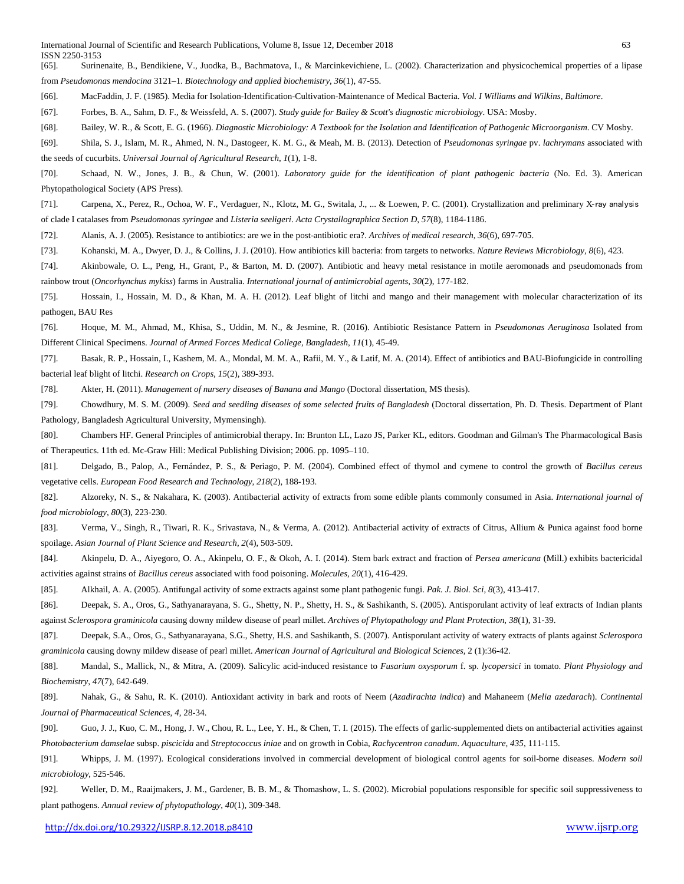[65]. Surinenaite, B., Bendikiene, V., Juodka, B., Bachmatova, I., & Marcinkevichiene, L. (2002). Characterization and physicochemical properties of a lipase from *Pseudomonas mendocina* 3121–1. *Biotechnology and applied biochemistry*, *36*(1), 47-55.

[66]. MacFaddin, J. F. (1985). Media for Isolation-Identification-Cultivation-Maintenance of Medical Bacteria. *Vol. I Williams and Wilkins, Baltimore*.

[67]. Forbes, B. A., Sahm, D. F., & Weissfeld, A. S. (2007). *Study guide for Bailey & Scott's diagnostic microbiology*. USA: Mosby.

[68]. Bailey, W. R., & Scott, E. G. (1966). *Diagnostic Microbiology: A Textbook for the Isolation and Identification of Pathogenic Microorganism*. CV Mosby.

[69]. Shila, S. J., Islam, M. R., Ahmed, N. N., Dastogeer, K. M. G., & Meah, M. B. (2013). Detection of *Pseudomonas syringae* pv. *lachrymans* associated with the seeds of cucurbits. *Universal Journal of Agricultural Research*, *1*(1), 1-8.

[70]. Schaad, N. W., Jones, J. B., & Chun, W. (2001). *Laboratory guide for the identification of plant pathogenic bacteria* (No. Ed. 3). American Phytopathological Society (APS Press).

[71]. Carpena, X., Perez, R., Ochoa, W. F., Verdaguer, N., Klotz, M. G., Switala, J., ... & Loewen, P. C. (2001). Crystallization and preliminary X-ray analysis of clade I catalases from *Pseudomonas syringae* and *Listeria seeligeri*. *Acta Crystallographica Section D*, *57*(8), 1184-1186.

[72]. Alanis, A. J. (2005). Resistance to antibiotics: are we in the post-antibiotic era?. *Archives of medical research*, *36*(6), 697-705.

[73]. Kohanski, M. A., Dwyer, D. J., & Collins, J. J. (2010). How antibiotics kill bacteria: from targets to networks. *Nature Reviews Microbiology*, *8*(6), 423.

[74]. Akinbowale, O. L., Peng, H., Grant, P., & Barton, M. D. (2007). Antibiotic and heavy metal resistance in motile aeromonads and pseudomonads from rainbow trout (*Oncorhynchus mykiss*) farms in Australia. *International journal of antimicrobial agents*, *30*(2), 177-182.

[75]. Hossain, I., Hossain, M. D., & Khan, M. A. H. (2012). Leaf blight of litchi and mango and their management with molecular characterization of its pathogen, BAU Res

[76]. Hoque, M. M., Ahmad, M., Khisa, S., Uddin, M. N., & Jesmine, R. (2016). Antibiotic Resistance Pattern in *Pseudomonas Aeruginosa* Isolated from Different Clinical Specimens. *Journal of Armed Forces Medical College, Bangladesh*, *11*(1), 45-49.

[77]. Basak, R. P., Hossain, I., Kashem, M. A., Mondal, M. M. A., Rafii, M. Y., & Latif, M. A. (2014). Effect of antibiotics and BAU-Biofungicide in controlling bacterial leaf blight of litchi. *Research on Crops*, *15*(2), 389-393.

[78]. Akter, H. (2011). *Management of nursery diseases of Banana and Mango* (Doctoral dissertation, MS thesis).

[79]. Chowdhury, M. S. M. (2009). *Seed and seedling diseases of some selected fruits of Bangladesh* (Doctoral dissertation, Ph. D. Thesis. Department of Plant Pathology, Bangladesh Agricultural University, Mymensingh).

[80]. Chambers HF. General Principles of antimicrobial therapy. In: Brunton LL, Lazo JS, Parker KL, editors. Goodman and Gilman's The Pharmacological Basis of Therapeutics. 11th ed. Mc-Graw Hill: Medical Publishing Division; 2006. pp. 1095–110.

[81]. Delgado, B., Palop, A., Fernández, P. S., & Periago, P. M. (2004). Combined effect of thymol and cymene to control the growth of *Bacillus cereus* vegetative cells. *European Food Research and Technology*, *218*(2), 188-193.

[82]. Alzoreky, N. S., & Nakahara, K. (2003). Antibacterial activity of extracts from some edible plants commonly consumed in Asia. *International journal of food microbiology*, *80*(3), 223-230.

[83]. Verma, V., Singh, R., Tiwari, R. K., Srivastava, N., & Verma, A. (2012). Antibacterial activity of extracts of Citrus, Allium & Punica against food borne spoilage. *Asian Journal of Plant Science and Research*, *2*(4), 503-509.

[84]. Akinpelu, D. A., Aiyegoro, O. A., Akinpelu, O. F., & Okoh, A. I. (2014). Stem bark extract and fraction of *Persea americana* (Mill.) exhibits bactericidal activities against strains of *Bacillus cereus* associated with food poisoning. *Molecules*, *20*(1), 416-429.

[85]. Alkhail, A. A. (2005). Antifungal activity of some extracts against some plant pathogenic fungi. *Pak. J. Biol. Sci*, *8*(3), 413-417.

[86]. Deepak, S. A., Oros, G., Sathyanarayana, S. G., Shetty, N. P., Shetty, H. S., & Sashikanth, S. (2005). Antisporulant activity of leaf extracts of Indian plants against *Sclerospora graminicola* causing downy mildew disease of pearl millet. *Archives of Phytopathology and Plant Protection*, *38*(1), 31-39.

[87]. Deepak, S.A., Oros, G., Sathyanarayana, S.G., Shetty, H.S. and Sashikanth, S. (2007). Antisporulant activity of watery extracts of plants against *Sclerospora graminicola* causing downy mildew disease of pearl millet. *American Journal of Agricultural and Biological Sciences*, 2 (1):36-42.

[88]. Mandal, S., Mallick, N., & Mitra, A. (2009). Salicylic acid-induced resistance to *Fusarium oxysporum* f. sp. *lycopersici* in tomato. *Plant Physiology and Biochemistry*, *47*(7), 642-649.

[89]. Nahak, G., & Sahu, R. K. (2010). Antioxidant activity in bark and roots of Neem (*Azadirachta indica*) and Mahaneem (*Melia azedarach*). *Continental Journal of Pharmaceutical Sciences*, *4*, 28-34.

[90]. Guo, J. J., Kuo, C. M., Hong, J. W., Chou, R. L., Lee, Y. H., & Chen, T. I. (2015). The effects of garlic-supplemented diets on antibacterial activities against *Photobacterium damselae* subsp. *piscicida* and *Streptococcus iniae* and on growth in Cobia, *Rachycentron canadum*. *Aquaculture*, *435*, 111-115.

[91]. Whipps, J. M. (1997). Ecological considerations involved in commercial development of biological control agents for soil-borne diseases. *Modern soil microbiology*, 525-546.

[92]. Weller, D. M., Raaijmakers, J. M., Gardener, B. B. M., & Thomashow, L. S. (2002). Microbial populations responsible for specific soil suppressiveness to plant pathogens. *Annual review of phytopathology*, *40*(1), 309-348.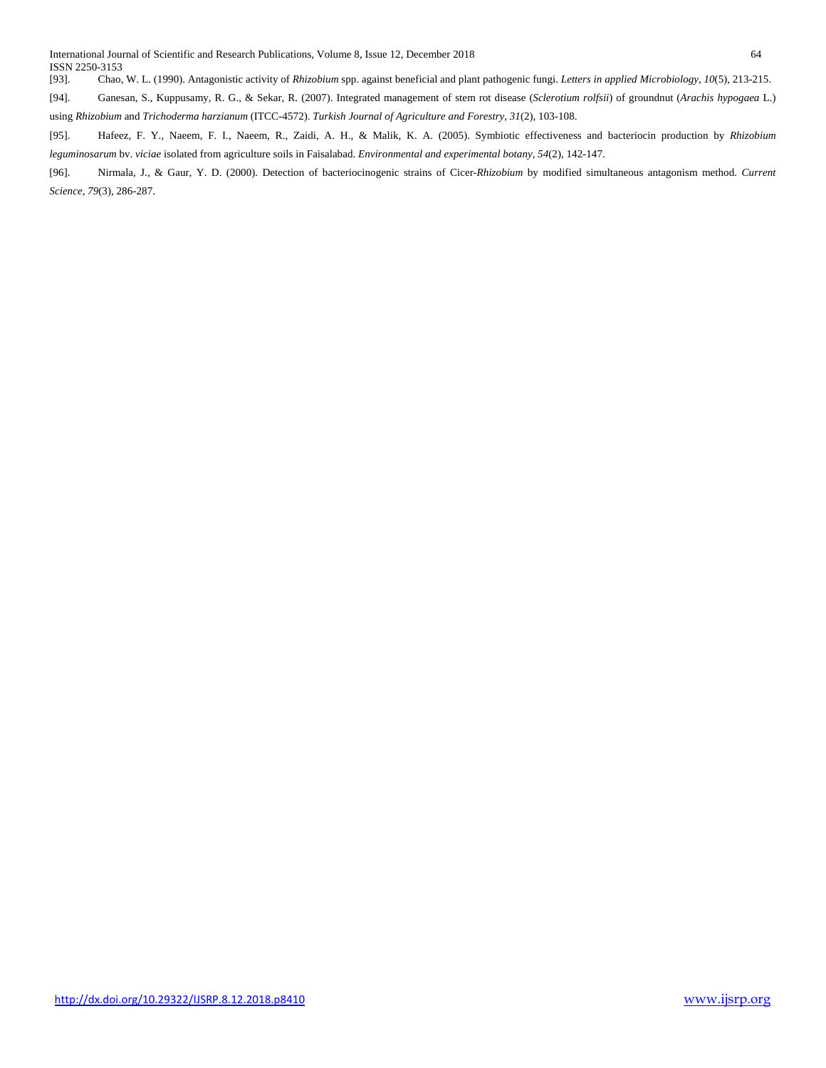[93]. Chao, W. L. (1990). Antagonistic activity of *Rhizobium* spp. against beneficial and plant pathogenic fungi. *Letters in applied Microbiology*, *10*(5), 213-215.

[94]. Ganesan, S., Kuppusamy, R. G., & Sekar, R. (2007). Integrated management of stem rot disease (*Sclerotium rolfsii*) of groundnut (*Arachis hypogaea* L.) using *Rhizobium* and *Trichoderma harzianum* (ITCC-4572). *Turkish Journal of Agriculture and Forestry*, *31*(2), 103-108.

[95]. Hafeez, F. Y., Naeem, F. I., Naeem, R., Zaidi, A. H., & Malik, K. A. (2005). Symbiotic effectiveness and bacteriocin production by *Rhizobium leguminosarum* bv. *viciae* isolated from agriculture soils in Faisalabad. *Environmental and experimental botany*, *54*(2), 142-147.

[96]. Nirmala, J., & Gaur, Y. D. (2000). Detection of bacteriocinogenic strains of Cicer-*Rhizobium* by modified simultaneous antagonism method. *Current Science*, *79*(3), 286-287.